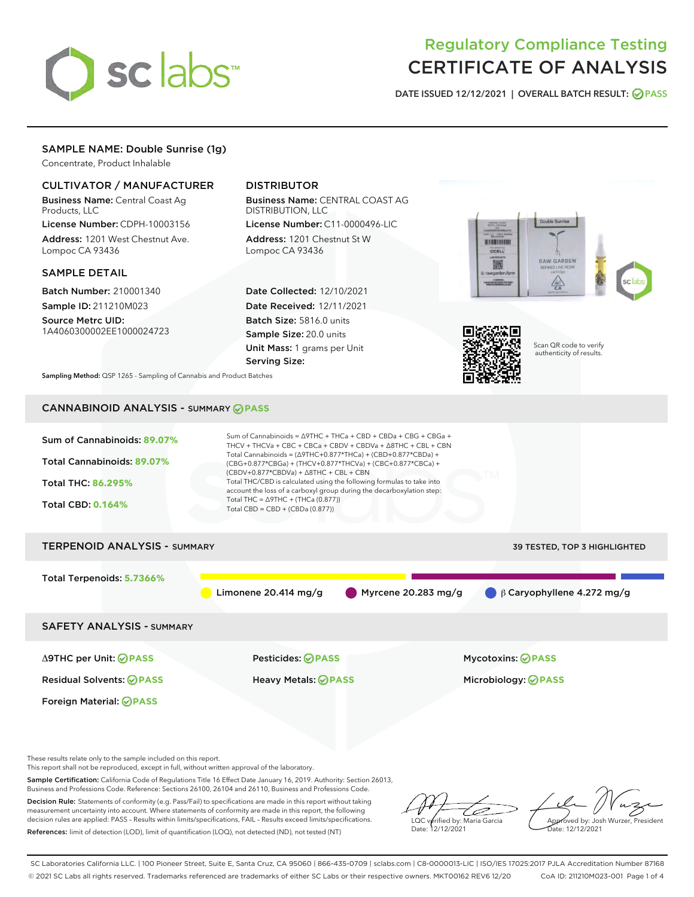# Regulatory Compliance Testing
# CERTIFICATE OF ANALYSIS

DATE ISSUED 12/12/2021 | OVERALL BATCH RESULT: PASS

## SAMPLE NAME: Double Sunrise (1g)

Concentrate, Product Inhalable

### CULTIVATOR / MANUFACTURER

**Business Name:** Central Coast Ag Products, LLC

**License Number:** CDPH-10003156

**Address:** 1201 West Chestnut Ave. Lompoc CA 93436

### DISTRIBUTOR

**Business Name:** CENTRAL COAST AG DISTRIBUTION, LLC

**License Number:** C11-0000496-LIC

**Address:** 1201 Chestnut St W Lompoc CA 93436

### SAMPLE DETAIL

**Batch Number:** 210001340

**Sample ID:** 211210M023

**Source Metrc UID:** 1A4060300002EE1000024723

**Date Collected:** 12/10/2021

**Date Received:** 12/11/2021

**Batch Size:** 5816.0 units

**Sample Size:** 20.0 units

**Unit Mass:** 1 grams per Unit

**Serving Size:**

Scan QR code to verify authenticity of results.

**Sampling Method:** QSP 1265 - Sampling of Cannabis and Product Batches

## CANNABINOID ANALYSIS - SUMMARY PASS

**Sum of Cannabinoids:** 89.07%

**Total Cannabinoids:** 89.07%

**Total THC:** 86.295%

**Total CBD:** 0.164%

Sum of Cannabinoids = Δ9THC + THCa + CBD + CBDa + CBG + CBGa + THCV + THCVa + CBC + CBCa + CBDV + CBDVa + Δ8THC + CBL + CBN

Total Cannabinoids = (Δ9THC+0.877*THCa) + (CBD+0.877*CBDa) + (CBG+0.877*CBGa) + (THCV+0.877*THCVa) + (CBC+0.877*CBCa) + (CBDV+0.877*CBDVa) + Δ8THC + CBL + CBN

Total THC/CBD is calculated using the following formulas to take into account the loss of a carboxyl group during the decarboxylation step:

Total THC = Δ9THC + (THCa (0.877))

Total CBD = CBD + (CBDa (0.877))

## TERPENOID ANALYSIS - SUMMARY

39 TESTED, TOP 3 HIGHLIGHTED

**Total Terpenoids:** 5.7366%

Limonene 20.414 mg/g | Myrcene 20.283 mg/g | β Caryophyllene 4.272 mg/g

## SAFETY ANALYSIS - SUMMARY

Δ9THC per Unit: PASS

Pesticides: PASS

Mycotoxins: PASS

Residual Solvents: PASS

Heavy Metals: PASS

Microbiology: PASS

Foreign Material: PASS

These results relate only to the sample included on this report.
This report shall not be reproduced, except in full, without written approval of the laboratory.

**Sample Certification:** California Code of Regulations Title 16 Effect Date January 16, 2019. Authority: Section 26013, Business and Professions Code. Reference: Sections 26100, 26104 and 26110, Business and Professions Code.

**Decision Rule:** Statements of conformity (e.g. Pass/Fail) to specifications are made in this report without taking measurement uncertainty into account. Where statements of conformity are made in this report, the following decision rules are applied: PASS - Results within limits/specifications, FAIL - Results exceed limits/specifications.

**References:** limit of detection (LOD), limit of quantification (LOQ), not detected (ND), not tested (NT)

LQC verified by: Maria Garcia
Date: 12/12/2021

Approved by: Josh Wurzer, President
Date: 12/12/2021

SC Laboratories California LLC. | 100 Pioneer Street, Suite E, Santa Cruz, CA 95060 | 866-435-0709 | sclabs.com | C8-0000013-LIC | ISO/IES 17025:2017 PJLA Accreditation Number 87168
© 2021 SC Labs all rights reserved. Trademarks referenced are trademarks of either SC Labs or their respective owners. MKT00162 REV6 12/20 CoA ID: 211210M023-001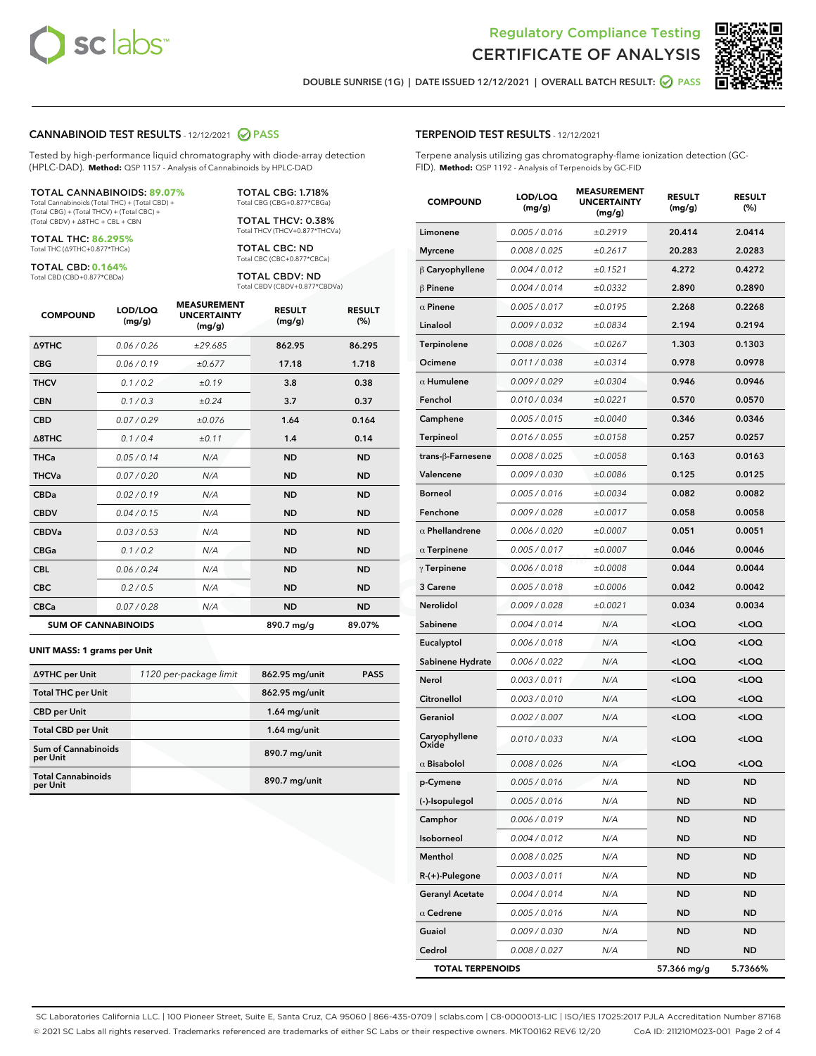Regulatory Compliance Testing
# CERTIFICATE OF ANALYSIS

DOUBLE SUNRISE (1G) | DATE ISSUED 12/12/2021 | OVERALL BATCH RESULT: PASS

## CANNABINOID TEST RESULTS - 12/12/2021 PASS

Tested by high-performance liquid chromatography with diode-array detection (HPLC-DAD). **Method:** QSP 1157 - Analysis of Cannabinoids by HPLC-DAD

**TOTAL CANNABINOIDS: 89.07%**
Total Cannabinoids (Total THC) + (Total CBD) + (Total CBG) + (Total THCV) + (Total CBC) + (Total CBDV) + Δ8THC + CBL + CBN

**TOTAL THC: 86.295%**
Total THC (Δ9THC+0.877*THCa)

**TOTAL CBD: 0.164%**
Total CBD (CBD+0.877*CBDa)

**TOTAL CBG: 1.718%**
Total CBG (CBG+0.877*CBGa)

**TOTAL THCV: 0.38%**
Total THCV (THCV+0.877*THCVa)

**TOTAL CBC: ND**
Total CBC (CBC+0.877*CBCa)

**TOTAL CBDV: ND**
Total CBDV (CBDV+0.877*CBDVa)

| COMPOUND | LOD/LOQ (mg/g) | MEASUREMENT UNCERTAINTY (mg/g) | RESULT (mg/g) | RESULT (%) |
|---|---|---|---|---|
| Δ9THC | 0.06 / 0.26 | ±29.685 | 862.95 | 86.295 |
| CBG | 0.06 / 0.19 | ±0.677 | 17.18 | 1.718 |
| THCV | 0.1 / 0.2 | ±0.19 | 3.8 | 0.38 |
| CBN | 0.1 / 0.3 | ±0.24 | 3.7 | 0.37 |
| CBD | 0.07 / 0.29 | ±0.076 | 1.64 | 0.164 |
| Δ8THC | 0.1 / 0.4 | ±0.11 | 1.4 | 0.14 |
| THCa | 0.05 / 0.14 | N/A | ND | ND |
| THCVa | 0.07 / 0.20 | N/A | ND | ND |
| CBDa | 0.02 / 0.19 | N/A | ND | ND |
| CBDV | 0.04 / 0.15 | N/A | ND | ND |
| CBDVa | 0.03 / 0.53 | N/A | ND | ND |
| CBGa | 0.1 / 0.2 | N/A | ND | ND |
| CBL | 0.06 / 0.24 | N/A | ND | ND |
| CBC | 0.2 / 0.5 | N/A | ND | ND |
| CBCa | 0.07 / 0.28 | N/A | ND | ND |
| **SUM OF CANNABINOIDS** | | | 890.7 mg/g | 89.07% |

**UNIT MASS: 1 grams per Unit**

| Δ9THC per Unit | 1120 per-package limit | 862.95 mg/unit | PASS |
|---|---|---|---|
| Total THC per Unit | | 862.95 mg/unit | |
| CBD per Unit | | 1.64 mg/unit | |
| Total CBD per Unit | | 1.64 mg/unit | |
| Sum of Cannabinoids per Unit | | 890.7 mg/unit | |
| Total Cannabinoids per Unit | | 890.7 mg/unit | |

## TERPENOID TEST RESULTS - 12/12/2021

Terpene analysis utilizing gas chromatography-flame ionization detection (GC-FID). **Method:** QSP 1192 - Analysis of Terpenoids by GC-FID

| COMPOUND | LOD/LOQ (mg/g) | MEASUREMENT UNCERTAINTY (mg/g) | RESULT (mg/g) | RESULT (%) |
|---|---|---|---|---|
| Limonene | 0.005 / 0.016 | ±0.2919 | 20.414 | 2.0414 |
| Myrcene | 0.008 / 0.025 | ±0.2617 | 20.283 | 2.0283 |
| β Caryophyllene | 0.004 / 0.012 | ±0.1521 | 4.272 | 0.4272 |
| β Pinene | 0.004 / 0.014 | ±0.0332 | 2.890 | 0.2890 |
| α Pinene | 0.005 / 0.017 | ±0.0195 | 2.268 | 0.2268 |
| Linalool | 0.009 / 0.032 | ±0.0834 | 2.194 | 0.2194 |
| Terpinolene | 0.008 / 0.026 | ±0.0267 | 1.303 | 0.1303 |
| Ocimene | 0.011 / 0.038 | ±0.0314 | 0.978 | 0.0978 |
| α Humulene | 0.009 / 0.029 | ±0.0304 | 0.946 | 0.0946 |
| Fenchol | 0.010 / 0.034 | ±0.0221 | 0.570 | 0.0570 |
| Camphene | 0.005 / 0.015 | ±0.0040 | 0.346 | 0.0346 |
| Terpineol | 0.016 / 0.055 | ±0.0158 | 0.257 | 0.0257 |
| trans-β-Farnesene | 0.008 / 0.025 | ±0.0058 | 0.163 | 0.0163 |
| Valencene | 0.009 / 0.030 | ±0.0086 | 0.125 | 0.0125 |
| Borneol | 0.005 / 0.016 | ±0.0034 | 0.082 | 0.0082 |
| Fenchone | 0.009 / 0.028 | ±0.0017 | 0.058 | 0.0058 |
| α Phellandrene | 0.006 / 0.020 | ±0.0007 | 0.051 | 0.0051 |
| α Terpinene | 0.005 / 0.017 | ±0.0007 | 0.046 | 0.0046 |
| γ Terpinene | 0.006 / 0.018 | ±0.0008 | 0.044 | 0.0044 |
| 3 Carene | 0.005 / 0.018 | ±0.0006 | 0.042 | 0.0042 |
| Nerolidol | 0.009 / 0.028 | ±0.0021 | 0.034 | 0.0034 |
| Sabinene | 0.004 / 0.014 | N/A | <LOQ | <LOQ |
| Eucalyptol | 0.006 / 0.018 | N/A | <LOQ | <LOQ |
| Sabinene Hydrate | 0.006 / 0.022 | N/A | <LOQ | <LOQ |
| Nerol | 0.003 / 0.011 | N/A | <LOQ | <LOQ |
| Citronellol | 0.003 / 0.010 | N/A | <LOQ | <LOQ |
| Geraniol | 0.002 / 0.007 | N/A | <LOQ | <LOQ |
| Caryophyllene Oxide | 0.010 / 0.033 | N/A | <LOQ | <LOQ |
| α Bisabolol | 0.008 / 0.026 | N/A | <LOQ | <LOQ |
| p-Cymene | 0.005 / 0.016 | N/A | ND | ND |
| (-)-Isopulegol | 0.005 / 0.016 | N/A | ND | ND |
| Camphor | 0.006 / 0.019 | N/A | ND | ND |
| Isoborneol | 0.004 / 0.012 | N/A | ND | ND |
| Menthol | 0.008 / 0.025 | N/A | ND | ND |
| R-(+)-Pulegone | 0.003 / 0.011 | N/A | ND | ND |
| Geranyl Acetate | 0.004 / 0.014 | N/A | ND | ND |
| α Cedrene | 0.005 / 0.016 | N/A | ND | ND |
| Guaiol | 0.009 / 0.030 | N/A | ND | ND |
| Cedrol | 0.008 / 0.027 | N/A | ND | ND |
| **TOTAL TERPENOIDS** | | | 57.366 mg/g | 5.7366% |

SC Laboratories California LLC. | 100 Pioneer Street, Suite E, Santa Cruz, CA 95060 | 866-435-0709 | sclabs.com | C8-0000013-LIC | ISO/IES 17025:2017 PJLA Accreditation Number 87168
© 2021 SC Labs all rights reserved. Trademarks referenced are trademarks of either SC Labs or their respective owners. MKT00162 REV6 12/20 CoA ID: 211210M023-001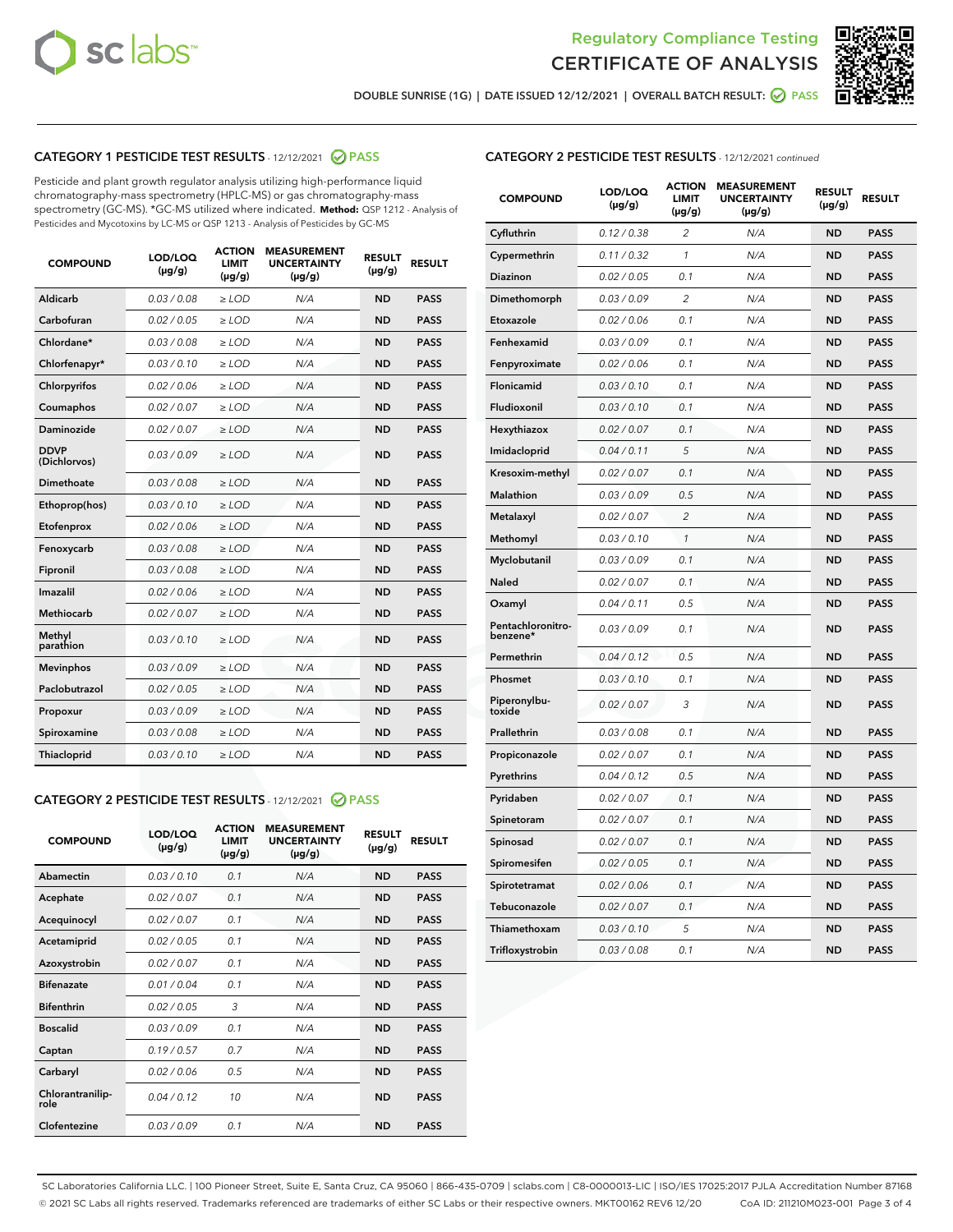Regulatory Compliance Testing
# CERTIFICATE OF ANALYSIS

DOUBLE SUNRISE (1G) | DATE ISSUED 12/12/2021 | OVERALL BATCH RESULT: PASS

## CATEGORY 1 PESTICIDE TEST RESULTS - 12/12/2021 PASS

Pesticide and plant growth regulator analysis utilizing high-performance liquid chromatography-mass spectrometry (HPLC-MS) or gas chromatography-mass spectrometry (GC-MS). *GC-MS utilized where indicated. **Method:** QSP 1212 - Analysis of Pesticides and Mycotoxins by LC-MS or QSP 1213 - Analysis of Pesticides by GC-MS

| COMPOUND | LOD/LOQ (µg/g) | ACTION LIMIT (µg/g) | MEASUREMENT UNCERTAINTY (µg/g) | RESULT (µg/g) | RESULT |
|---|---|---|---|---|---|
| Aldicarb | 0.03 / 0.08 | ≥ LOD | N/A | ND | PASS |
| Carbofuran | 0.02 / 0.05 | ≥ LOD | N/A | ND | PASS |
| Chlordane* | 0.03 / 0.08 | ≥ LOD | N/A | ND | PASS |
| Chlorfenapyr* | 0.03 / 0.10 | ≥ LOD | N/A | ND | PASS |
| Chlorpyrifos | 0.02 / 0.06 | ≥ LOD | N/A | ND | PASS |
| Coumaphos | 0.02 / 0.07 | ≥ LOD | N/A | ND | PASS |
| Daminozide | 0.02 / 0.07 | ≥ LOD | N/A | ND | PASS |
| DDVP (Dichlorvos) | 0.03 / 0.09 | ≥ LOD | N/A | ND | PASS |
| Dimethoate | 0.03 / 0.08 | ≥ LOD | N/A | ND | PASS |
| Ethoprop(hos) | 0.03 / 0.10 | ≥ LOD | N/A | ND | PASS |
| Etofenprox | 0.02 / 0.06 | ≥ LOD | N/A | ND | PASS |
| Fenoxycarb | 0.03 / 0.08 | ≥ LOD | N/A | ND | PASS |
| Fipronil | 0.03 / 0.08 | ≥ LOD | N/A | ND | PASS |
| Imazalil | 0.02 / 0.06 | ≥ LOD | N/A | ND | PASS |
| Methiocarb | 0.02 / 0.07 | ≥ LOD | N/A | ND | PASS |
| Methyl parathion | 0.03 / 0.10 | ≥ LOD | N/A | ND | PASS |
| Mevinphos | 0.03 / 0.09 | ≥ LOD | N/A | ND | PASS |
| Paclobutrazol | 0.02 / 0.05 | ≥ LOD | N/A | ND | PASS |
| Propoxur | 0.03 / 0.09 | ≥ LOD | N/A | ND | PASS |
| Spiroxamine | 0.03 / 0.08 | ≥ LOD | N/A | ND | PASS |
| Thiacloprid | 0.03 / 0.10 | ≥ LOD | N/A | ND | PASS |

## CATEGORY 2 PESTICIDE TEST RESULTS - 12/12/2021 PASS

| COMPOUND | LOD/LOQ (µg/g) | ACTION LIMIT (µg/g) | MEASUREMENT UNCERTAINTY (µg/g) | RESULT (µg/g) | RESULT |
|---|---|---|---|---|---|
| Abamectin | 0.03 / 0.10 | 0.1 | N/A | ND | PASS |
| Acephate | 0.02 / 0.07 | 0.1 | N/A | ND | PASS |
| Acequinocyl | 0.02 / 0.07 | 0.1 | N/A | ND | PASS |
| Acetamiprid | 0.02 / 0.05 | 0.1 | N/A | ND | PASS |
| Azoxystrobin | 0.02 / 0.07 | 0.1 | N/A | ND | PASS |
| Bifenazate | 0.01 / 0.04 | 0.1 | N/A | ND | PASS |
| Bifenthrin | 0.02 / 0.05 | 3 | N/A | ND | PASS |
| Boscalid | 0.03 / 0.09 | 0.1 | N/A | ND | PASS |
| Captan | 0.19 / 0.57 | 0.7 | N/A | ND | PASS |
| Carbaryl | 0.02 / 0.06 | 0.5 | N/A | ND | PASS |
| Chlorantraniliprole | 0.04 / 0.12 | 10 | N/A | ND | PASS |
| Clofentezine | 0.03 / 0.09 | 0.1 | N/A | ND | PASS |
| Cyfluthrin | 0.12 / 0.38 | 2 | N/A | ND | PASS |
| Cypermethrin | 0.11 / 0.32 | 1 | N/A | ND | PASS |
| Diazinon | 0.02 / 0.05 | 0.1 | N/A | ND | PASS |
| Dimethomorph | 0.03 / 0.09 | 2 | N/A | ND | PASS |
| Etoxazole | 0.02 / 0.06 | 0.1 | N/A | ND | PASS |
| Fenhexamid | 0.03 / 0.09 | 0.1 | N/A | ND | PASS |
| Fenpyroximate | 0.02 / 0.06 | 0.1 | N/A | ND | PASS |
| Flonicamid | 0.03 / 0.10 | 0.1 | N/A | ND | PASS |
| Fludioxonil | 0.03 / 0.10 | 0.1 | N/A | ND | PASS |
| Hexythiazox | 0.02 / 0.07 | 0.1 | N/A | ND | PASS |
| Imidacloprid | 0.04 / 0.11 | 5 | N/A | ND | PASS |
| Kresoxim-methyl | 0.02 / 0.07 | 0.1 | N/A | ND | PASS |
| Malathion | 0.03 / 0.09 | 0.5 | N/A | ND | PASS |
| Metalaxyl | 0.02 / 0.07 | 2 | N/A | ND | PASS |
| Methomyl | 0.03 / 0.10 | 1 | N/A | ND | PASS |
| Myclobutanil | 0.03 / 0.09 | 0.1 | N/A | ND | PASS |
| Naled | 0.02 / 0.07 | 0.1 | N/A | ND | PASS |
| Oxamyl | 0.04 / 0.11 | 0.5 | N/A | ND | PASS |
| Pentachloronitrobenzene* | 0.03 / 0.09 | 0.1 | N/A | ND | PASS |
| Permethrin | 0.04 / 0.12 | 0.5 | N/A | ND | PASS |
| Phosmet | 0.03 / 0.10 | 0.1 | N/A | ND | PASS |
| Piperonylbutoxide | 0.02 / 0.07 | 3 | N/A | ND | PASS |
| Prallethrin | 0.03 / 0.08 | 0.1 | N/A | ND | PASS |
| Propiconazole | 0.02 / 0.07 | 0.1 | N/A | ND | PASS |
| Pyrethrins | 0.04 / 0.12 | 0.5 | N/A | ND | PASS |
| Pyridaben | 0.02 / 0.07 | 0.1 | N/A | ND | PASS |
| Spinetoram | 0.02 / 0.07 | 0.1 | N/A | ND | PASS |
| Spinosad | 0.02 / 0.07 | 0.1 | N/A | ND | PASS |
| Spiromesifen | 0.02 / 0.05 | 0.1 | N/A | ND | PASS |
| Spirotetramat | 0.02 / 0.06 | 0.1 | N/A | ND | PASS |
| Tebuconazole | 0.02 / 0.07 | 0.1 | N/A | ND | PASS |
| Thiamethoxam | 0.03 / 0.10 | 5 | N/A | ND | PASS |
| Trifloxystrobin | 0.03 / 0.08 | 0.1 | N/A | ND | PASS |

SC Laboratories California LLC. | 100 Pioneer Street, Suite E, Santa Cruz, CA 95060 | 866-435-0709 | sclabs.com | C8-0000013-LIC | ISO/IES 17025:2017 PJLA Accreditation Number 87168
© 2021 SC Labs all rights reserved. Trademarks referenced are trademarks of either SC Labs or their respective owners. MKT00162 REV6 12/20 CoA ID: 211210M023-001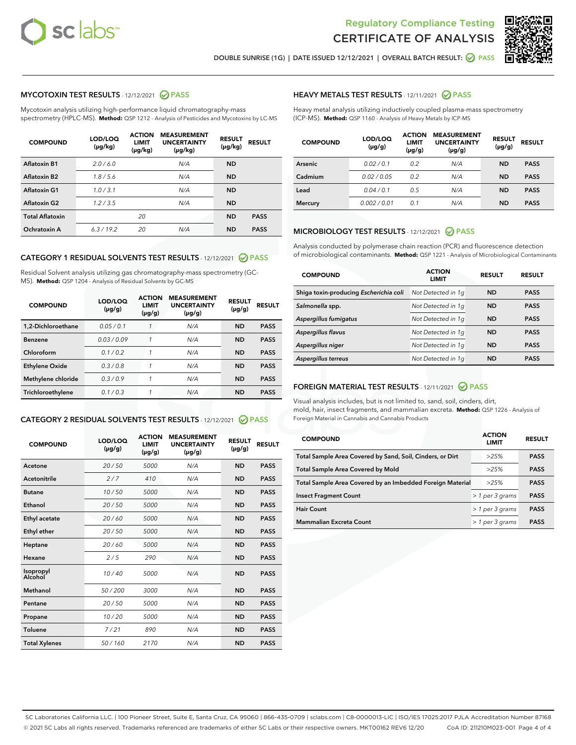Regulatory Compliance Testing
# CERTIFICATE OF ANALYSIS

DOUBLE SUNRISE (1G) | DATE ISSUED 12/12/2021 | OVERALL BATCH RESULT: PASS

## MYCOTOXIN TEST RESULTS - 12/12/2021 PASS

Mycotoxin analysis utilizing high-performance liquid chromatography-mass spectrometry (HPLC-MS). **Method:** QSP 1212 - Analysis of Pesticides and Mycotoxins by LC-MS

| COMPOUND | LOD/LOQ (µg/kg) | ACTION LIMIT (µg/kg) | MEASUREMENT UNCERTAINTY (µg/kg) | RESULT (µg/kg) | RESULT |
|---|---|---|---|---|---|
| Aflatoxin B1 | 2.0 / 6.0 | | N/A | ND | |
| Aflatoxin B2 | 1.8 / 5.6 | | N/A | ND | |
| Aflatoxin G1 | 1.0 / 3.1 | | N/A | ND | |
| Aflatoxin G2 | 1.2 / 3.5 | | N/A | ND | |
| Total Aflatoxin | | 20 | | ND | PASS |
| Ochratoxin A | 6.3 / 19.2 | 20 | N/A | ND | PASS |

## CATEGORY 1 RESIDUAL SOLVENTS TEST RESULTS - 12/12/2021 PASS

Residual Solvent analysis utilizing gas chromatography-mass spectrometry (GC-MS). **Method:** QSP 1204 - Analysis of Residual Solvents by GC-MS

| COMPOUND | LOD/LOQ (µg/g) | ACTION LIMIT (µg/g) | MEASUREMENT UNCERTAINTY (µg/g) | RESULT (µg/g) | RESULT |
|---|---|---|---|---|---|
| 1,2-Dichloroethane | 0.05 / 0.1 | 1 | N/A | ND | PASS |
| Benzene | 0.03 / 0.09 | 1 | N/A | ND | PASS |
| Chloroform | 0.1 / 0.2 | 1 | N/A | ND | PASS |
| Ethylene Oxide | 0.3 / 0.8 | 1 | N/A | ND | PASS |
| Methylene chloride | 0.3 / 0.9 | 1 | N/A | ND | PASS |
| Trichloroethylene | 0.1 / 0.3 | 1 | N/A | ND | PASS |

## CATEGORY 2 RESIDUAL SOLVENTS TEST RESULTS - 12/12/2021 PASS

| COMPOUND | LOD/LOQ (µg/g) | ACTION LIMIT (µg/g) | MEASUREMENT UNCERTAINTY (µg/g) | RESULT (µg/g) | RESULT |
|---|---|---|---|---|---|
| Acetone | 20 / 50 | 5000 | N/A | ND | PASS |
| Acetonitrile | 2 / 7 | 410 | N/A | ND | PASS |
| Butane | 10 / 50 | 5000 | N/A | ND | PASS |
| Ethanol | 20 / 50 | 5000 | N/A | ND | PASS |
| Ethyl acetate | 20 / 60 | 5000 | N/A | ND | PASS |
| Ethyl ether | 20 / 50 | 5000 | N/A | ND | PASS |
| Heptane | 20 / 60 | 5000 | N/A | ND | PASS |
| Hexane | 2 / 5 | 290 | N/A | ND | PASS |
| Isopropyl Alcohol | 10 / 40 | 5000 | N/A | ND | PASS |
| Methanol | 50 / 200 | 3000 | N/A | ND | PASS |
| Pentane | 20 / 50 | 5000 | N/A | ND | PASS |
| Propane | 10 / 20 | 5000 | N/A | ND | PASS |
| Toluene | 7 / 21 | 890 | N/A | ND | PASS |
| Total Xylenes | 50 / 160 | 2170 | N/A | ND | PASS |

## HEAVY METALS TEST RESULTS - 12/11/2021 PASS

Heavy metal analysis utilizing inductively coupled plasma-mass spectrometry (ICP-MS). **Method:** QSP 1160 - Analysis of Heavy Metals by ICP-MS

| COMPOUND | LOD/LOQ (µg/g) | ACTION LIMIT (µg/g) | MEASUREMENT UNCERTAINTY (µg/g) | RESULT (µg/g) | RESULT |
|---|---|---|---|---|---|
| Arsenic | 0.02 / 0.1 | 0.2 | N/A | ND | PASS |
| Cadmium | 0.02 / 0.05 | 0.2 | N/A | ND | PASS |
| Lead | 0.04 / 0.1 | 0.5 | N/A | ND | PASS |
| Mercury | 0.002 / 0.01 | 0.1 | N/A | ND | PASS |

## MICROBIOLOGY TEST RESULTS - 12/12/2021 PASS

Analysis conducted by polymerase chain reaction (PCR) and fluorescence detection of microbiological contaminants. **Method:** QSP 1221 - Analysis of Microbiological Contaminants

| COMPOUND | ACTION LIMIT | RESULT | RESULT |
|---|---|---|---|
| Shiga toxin-producing *Escherichia coli* | Not Detected in 1g | ND | PASS |
| *Salmonella* spp. | Not Detected in 1g | ND | PASS |
| *Aspergillus fumigatus* | Not Detected in 1g | ND | PASS |
| *Aspergillus flavus* | Not Detected in 1g | ND | PASS |
| *Aspergillus niger* | Not Detected in 1g | ND | PASS |
| *Aspergillus terreus* | Not Detected in 1g | ND | PASS |

## FOREIGN MATERIAL TEST RESULTS - 12/11/2021 PASS

Visual analysis includes, but is not limited to, sand, soil, cinders, dirt, mold, hair, insect fragments, and mammalian excreta. **Method:** QSP 1226 - Analysis of Foreign Material in Cannabis and Cannabis Products

| COMPOUND | ACTION LIMIT | RESULT |
|---|---|---|
| Total Sample Area Covered by Sand, Soil, Cinders, or Dirt | >25% | PASS |
| Total Sample Area Covered by Mold | >25% | PASS |
| Total Sample Area Covered by an Imbedded Foreign Material | >25% | PASS |
| Insect Fragment Count | > 1 per 3 grams | PASS |
| Hair Count | > 1 per 3 grams | PASS |
| Mammalian Excreta Count | > 1 per 3 grams | PASS |

SC Laboratories California LLC. | 100 Pioneer Street, Suite E, Santa Cruz, CA 95060 | 866-435-0709 | sclabs.com | C8-0000013-LIC | ISO/IES 17025:2017 PJLA Accreditation Number 87168
© 2021 SC Labs all rights reserved. Trademarks referenced are trademarks of either SC Labs or their respective owners. MKT00162 REV6 12/20 CoA ID: 211210M023-001